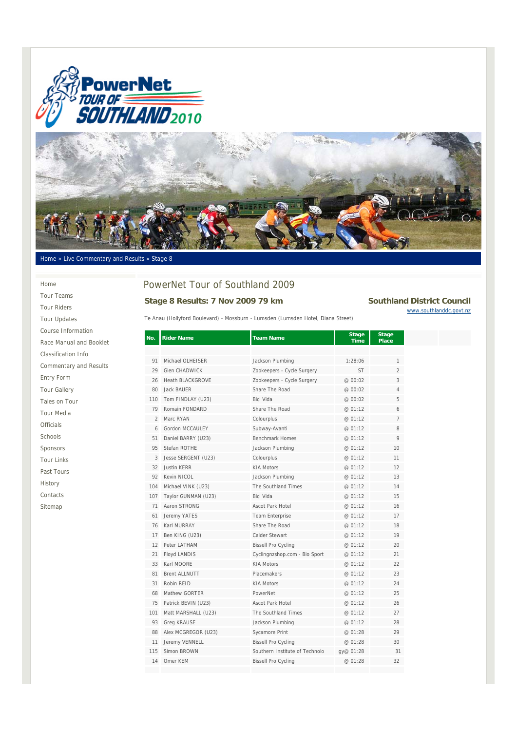Home » Live Commentary and Results » Stage 8

- Home
- Tour Teams
- Tour Riders
- Tour Updates
- Course Information
- Race Manual and Booklet
- Classification Info
- Commentary and Results
- Entry Form
- Tour Gallery
- Tales on Tour
- Tour Media
- Officials
- Schools
- Sponsors
- Tour Links
- Past Tours
- History
- Contacts
- Sitemap

# PowerNet Tour of Southland 2009

## Stage 8 Results: 7 Nov 2009 79 km

**Southland District Council**
www.southlanddc.govt.nz

Te Anau (Hollyford Boulevard) - Mossburn - Lumsden (Lumsden Hotel, Diana Street)

| No. | Rider Name | Team Name | Stage Time | Stage Place |
|---|---|---|---|---|
| 91 | Michael OLHEISER | Jackson Plumbing | 1:28:06 | 1 |
| 29 | Glen CHADWICK | Zookeepers - Cycle Surgery | ST | 2 |
| 26 | Heath BLACKGROVE | Zookeepers - Cycle Surgery | @ 00:02 | 3 |
| 80 | Jack BAUER | Share The Road | @ 00:02 | 4 |
| 110 | Tom FINDLAY (U23) | Bici Vida | @ 00:02 | 5 |
| 79 | Romain FONDARD | Share The Road | @ 01:12 | 6 |
| 2 | Marc RYAN | Colourplus | @ 01:12 | 7 |
| 6 | Gordon MCCAULEY | Subway-Avanti | @ 01:12 | 8 |
| 51 | Daniel BARRY (U23) | Benchmark Homes | @ 01:12 | 9 |
| 95 | Stefan ROTHE | Jackson Plumbing | @ 01:12 | 10 |
| 3 | Jesse SERGENT (U23) | Colourplus | @ 01:12 | 11 |
| 32 | Justin KERR | KIA Motors | @ 01:12 | 12 |
| 92 | Kevin NICOL | Jackson Plumbing | @ 01:12 | 13 |
| 104 | Michael VINK (U23) | The Southland Times | @ 01:12 | 14 |
| 107 | Taylor GUNMAN (U23) | Bici Vida | @ 01:12 | 15 |
| 71 | Aaron STRONG | Ascot Park Hotel | @ 01:12 | 16 |
| 61 | Jeremy YATES | Team Enterprise | @ 01:12 | 17 |
| 76 | Karl MURRAY | Share The Road | @ 01:12 | 18 |
| 17 | Ben KING (U23) | Calder Stewart | @ 01:12 | 19 |
| 12 | Peter LATHAM | Bissell Pro Cycling | @ 01:12 | 20 |
| 21 | Floyd LANDIS | Cyclingnzshop.com - Bio Sport | @ 01:12 | 21 |
| 33 | Karl MOORE | KIA Motors | @ 01:12 | 22 |
| 81 | Brent ALLNUTT | Placemakers | @ 01:12 | 23 |
| 31 | Robin REID | KIA Motors | @ 01:12 | 24 |
| 68 | Mathew GORTER | PowerNet | @ 01:12 | 25 |
| 75 | Patrick BEVIN (U23) | Ascot Park Hotel | @ 01:12 | 26 |
| 101 | Matt MARSHALL (U23) | The Southland Times | @ 01:12 | 27 |
| 93 | Greg KRAUSE | Jackson Plumbing | @ 01:12 | 28 |
| 88 | Alex MCGREGOR (U23) | Sycamore Print | @ 01:28 | 29 |
| 11 | Jeremy VENNELL | Bissell Pro Cycling | @ 01:28 | 30 |
| 115 | Simon BROWN | Southern Institute of Technolo | gy@ 01:28 | 31 |
| 14 | Omer KEM | Bissell Pro Cycling | @ 01:28 | 32 |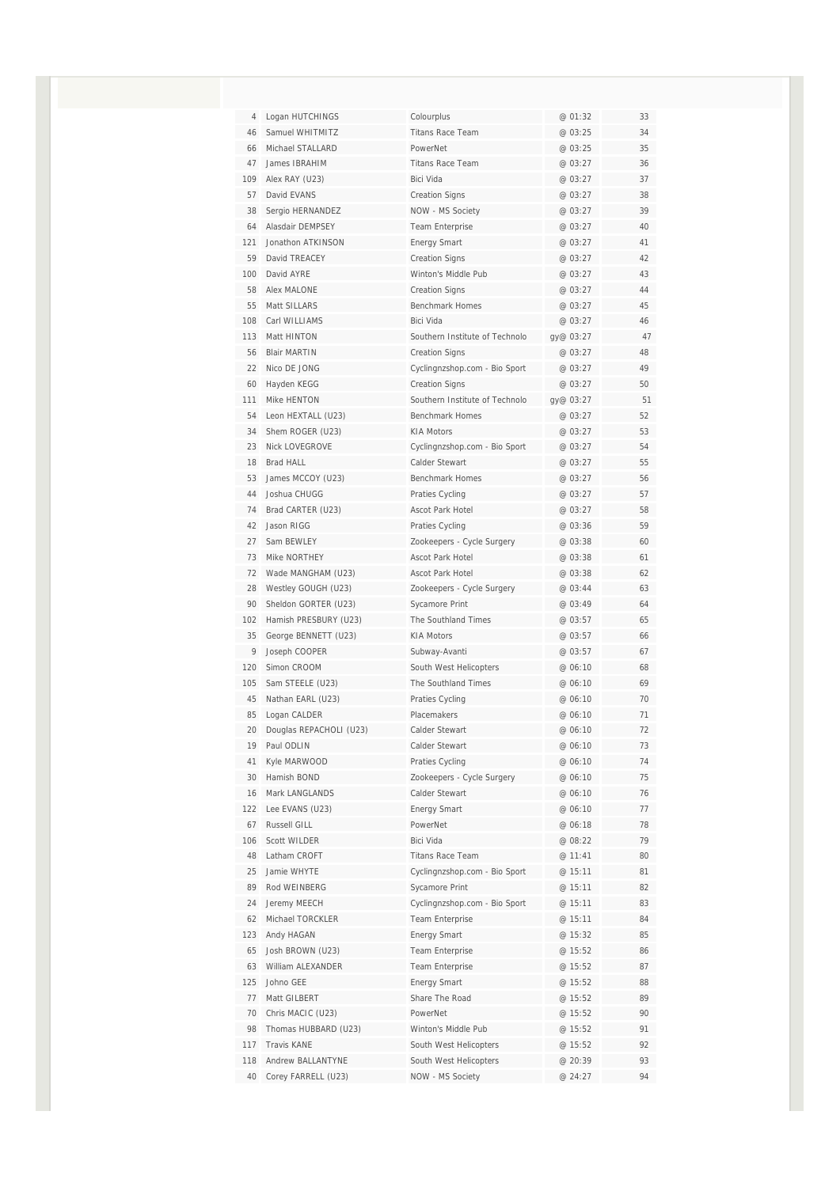| | | | | |
|---|---|---|---|---|
| 4 | Logan HUTCHINGS | Colourplus | @ 01:32 | 33 |
| 46 | Samuel WHITMITZ | Titans Race Team | @ 03:25 | 34 |
| 66 | Michael STALLARD | PowerNet | @ 03:25 | 35 |
| 47 | James IBRAHIM | Titans Race Team | @ 03:27 | 36 |
| 109 | Alex RAY (U23) | Bici Vida | @ 03:27 | 37 |
| 57 | David EVANS | Creation Signs | @ 03:27 | 38 |
| 38 | Sergio HERNANDEZ | NOW - MS Society | @ 03:27 | 39 |
| 64 | Alasdair DEMPSEY | Team Enterprise | @ 03:27 | 40 |
| 121 | Jonathon ATKINSON | Energy Smart | @ 03:27 | 41 |
| 59 | David TREACEY | Creation Signs | @ 03:27 | 42 |
| 100 | David AYRE | Winton's Middle Pub | @ 03:27 | 43 |
| 58 | Alex MALONE | Creation Signs | @ 03:27 | 44 |
| 55 | Matt SILLARS | Benchmark Homes | @ 03:27 | 45 |
| 108 | Carl WILLIAMS | Bici Vida | @ 03:27 | 46 |
| 113 | Matt HINTON | Southern Institute of Technolo | gy@ 03:27 | 47 |
| 56 | Blair MARTIN | Creation Signs | @ 03:27 | 48 |
| 22 | Nico DE JONG | Cyclingnzshop.com - Bio Sport | @ 03:27 | 49 |
| 60 | Hayden KEGG | Creation Signs | @ 03:27 | 50 |
| 111 | Mike HENTON | Southern Institute of Technolo | gy@ 03:27 | 51 |
| 54 | Leon HEXTALL (U23) | Benchmark Homes | @ 03:27 | 52 |
| 34 | Shem ROGER (U23) | KIA Motors | @ 03:27 | 53 |
| 23 | Nick LOVEGROVE | Cyclingnzshop.com - Bio Sport | @ 03:27 | 54 |
| 18 | Brad HALL | Calder Stewart | @ 03:27 | 55 |
| 53 | James MCCOY (U23) | Benchmark Homes | @ 03:27 | 56 |
| 44 | Joshua CHUGG | Praties Cycling | @ 03:27 | 57 |
| 74 | Brad CARTER (U23) | Ascot Park Hotel | @ 03:27 | 58 |
| 42 | Jason RIGG | Praties Cycling | @ 03:36 | 59 |
| 27 | Sam BEWLEY | Zookeepers - Cycle Surgery | @ 03:38 | 60 |
| 73 | Mike NORTHEY | Ascot Park Hotel | @ 03:38 | 61 |
| 72 | Wade MANGHAM (U23) | Ascot Park Hotel | @ 03:38 | 62 |
| 28 | Westley GOUGH (U23) | Zookeepers - Cycle Surgery | @ 03:44 | 63 |
| 90 | Sheldon GORTER (U23) | Sycamore Print | @ 03:49 | 64 |
| 102 | Hamish PRESBURY (U23) | The Southland Times | @ 03:57 | 65 |
| 35 | George BENNETT (U23) | KIA Motors | @ 03:57 | 66 |
| 9 | Joseph COOPER | Subway-Avanti | @ 03:57 | 67 |
| 120 | Simon CROOM | South West Helicopters | @ 06:10 | 68 |
| 105 | Sam STEELE (U23) | The Southland Times | @ 06:10 | 69 |
| 45 | Nathan EARL (U23) | Praties Cycling | @ 06:10 | 70 |
| 85 | Logan CALDER | Placemakers | @ 06:10 | 71 |
| 20 | Douglas REPACHOLI (U23) | Calder Stewart | @ 06:10 | 72 |
| 19 | Paul ODLIN | Calder Stewart | @ 06:10 | 73 |
| 41 | Kyle MARWOOD | Praties Cycling | @ 06:10 | 74 |
| 30 | Hamish BOND | Zookeepers - Cycle Surgery | @ 06:10 | 75 |
| 16 | Mark LANGLANDS | Calder Stewart | @ 06:10 | 76 |
| 122 | Lee EVANS (U23) | Energy Smart | @ 06:10 | 77 |
| 67 | Russell GILL | PowerNet | @ 06:18 | 78 |
| 106 | Scott WILDER | Bici Vida | @ 08:22 | 79 |
| 48 | Latham CROFT | Titans Race Team | @ 11:41 | 80 |
| 25 | Jamie WHYTE | Cyclingnzshop.com - Bio Sport | @ 15:11 | 81 |
| 89 | Rod WEINBERG | Sycamore Print | @ 15:11 | 82 |
| 24 | Jeremy MEECH | Cyclingnzshop.com - Bio Sport | @ 15:11 | 83 |
| 62 | Michael TORCKLER | Team Enterprise | @ 15:11 | 84 |
| 123 | Andy HAGAN | Energy Smart | @ 15:32 | 85 |
| 65 | Josh BROWN (U23) | Team Enterprise | @ 15:52 | 86 |
| 63 | William ALEXANDER | Team Enterprise | @ 15:52 | 87 |
| 125 | Johno GEE | Energy Smart | @ 15:52 | 88 |
| 77 | Matt GILBERT | Share The Road | @ 15:52 | 89 |
| 70 | Chris MACIC (U23) | PowerNet | @ 15:52 | 90 |
| 98 | Thomas HUBBARD (U23) | Winton's Middle Pub | @ 15:52 | 91 |
| 117 | Travis KANE | South West Helicopters | @ 15:52 | 92 |
| 118 | Andrew BALLANTYNE | South West Helicopters | @ 20:39 | 93 |
| 40 | Corey FARRELL (U23) | NOW - MS Society | @ 24:27 | 94 |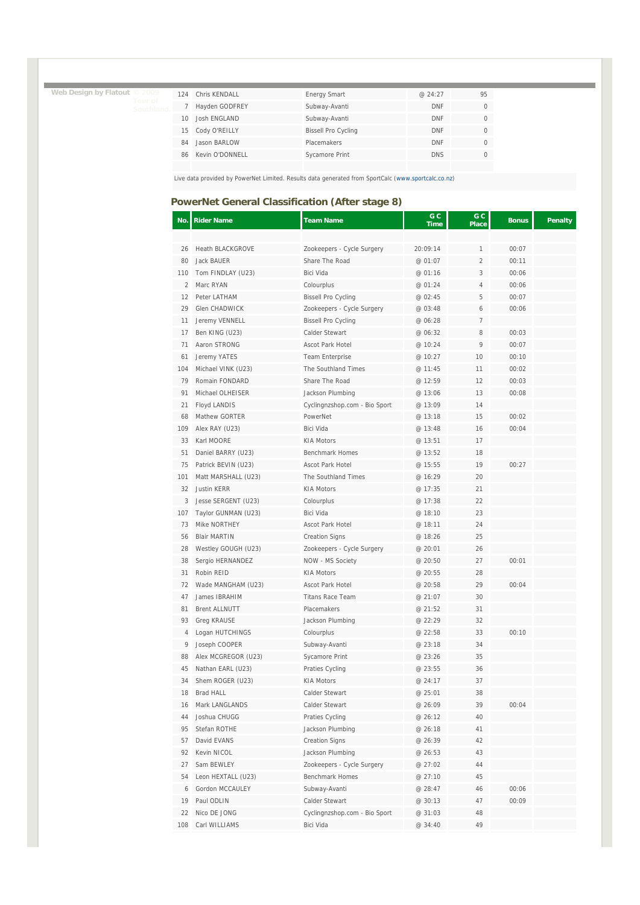Web Design by Flatout © 2009 Tour of Southland

| | | | | |
|---|---|---|---|---|
| 124 | Chris KENDALL | Energy Smart | @ 24:27 | 95 |
| 7 | Hayden GODFREY | Subway-Avanti | DNF | 0 |
| 10 | Josh ENGLAND | Subway-Avanti | DNF | 0 |
| 15 | Cody O'REILLY | Bissell Pro Cycling | DNF | 0 |
| 84 | Jason BARLOW | Placemakers | DNF | 0 |
| 86 | Kevin O'DONNELL | Sycamore Print | DNS | 0 |

Live data provided by PowerNet Limited. Results data generated from SportCalc (www.sportcalc.co.nz)

## PowerNet General Classification (After stage 8)

| No. | Rider Name | Team Name | GC Time | GC Place | Bonus | Penalty |
|---|---|---|---|---|---|---|
| 26 | Heath BLACKGROVE | Zookeepers - Cycle Surgery | 20:09:14 | 1 | 00:07 | |
| 80 | Jack BAUER | Share The Road | @ 01:07 | 2 | 00:11 | |
| 110 | Tom FINDLAY (U23) | Bici Vida | @ 01:16 | 3 | 00:06 | |
| 2 | Marc RYAN | Colourplus | @ 01:24 | 4 | 00:06 | |
| 12 | Peter LATHAM | Bissell Pro Cycling | @ 02:45 | 5 | 00:07 | |
| 29 | Glen CHADWICK | Zookeepers - Cycle Surgery | @ 03:48 | 6 | 00:06 | |
| 11 | Jeremy VENNELL | Bissell Pro Cycling | @ 06:28 | 7 | | |
| 17 | Ben KING (U23) | Calder Stewart | @ 06:32 | 8 | 00:03 | |
| 71 | Aaron STRONG | Ascot Park Hotel | @ 10:24 | 9 | 00:07 | |
| 61 | Jeremy YATES | Team Enterprise | @ 10:27 | 10 | 00:10 | |
| 104 | Michael VINK (U23) | The Southland Times | @ 11:45 | 11 | 00:02 | |
| 79 | Romain FONDARD | Share The Road | @ 12:59 | 12 | 00:03 | |
| 91 | Michael OLHEISER | Jackson Plumbing | @ 13:06 | 13 | 00:08 | |
| 21 | Floyd LANDIS | Cyclingnzshop.com - Bio Sport | @ 13:09 | 14 | | |
| 68 | Mathew GORTER | PowerNet | @ 13:18 | 15 | 00:02 | |
| 109 | Alex RAY (U23) | Bici Vida | @ 13:48 | 16 | 00:04 | |
| 33 | Karl MOORE | KIA Motors | @ 13:51 | 17 | | |
| 51 | Daniel BARRY (U23) | Benchmark Homes | @ 13:52 | 18 | | |
| 75 | Patrick BEVIN (U23) | Ascot Park Hotel | @ 15:55 | 19 | 00:27 | |
| 101 | Matt MARSHALL (U23) | The Southland Times | @ 16:29 | 20 | | |
| 32 | Justin KERR | KIA Motors | @ 17:35 | 21 | | |
| 3 | Jesse SERGENT (U23) | Colourplus | @ 17:38 | 22 | | |
| 107 | Taylor GUNMAN (U23) | Bici Vida | @ 18:10 | 23 | | |
| 73 | Mike NORTHEY | Ascot Park Hotel | @ 18:11 | 24 | | |
| 56 | Blair MARTIN | Creation Signs | @ 18:26 | 25 | | |
| 28 | Westley GOUGH (U23) | Zookeepers - Cycle Surgery | @ 20:01 | 26 | | |
| 38 | Sergio HERNANDEZ | NOW - MS Society | @ 20:50 | 27 | 00:01 | |
| 31 | Robin REID | KIA Motors | @ 20:55 | 28 | | |
| 72 | Wade MANGHAM (U23) | Ascot Park Hotel | @ 20:58 | 29 | 00:04 | |
| 47 | James IBRAHIM | Titans Race Team | @ 21:07 | 30 | | |
| 81 | Brent ALLNUTT | Placemakers | @ 21:52 | 31 | | |
| 93 | Greg KRAUSE | Jackson Plumbing | @ 22:29 | 32 | | |
| 4 | Logan HUTCHINGS | Colourplus | @ 22:58 | 33 | 00:10 | |
| 9 | Joseph COOPER | Subway-Avanti | @ 23:18 | 34 | | |
| 88 | Alex MCGREGOR (U23) | Sycamore Print | @ 23:26 | 35 | | |
| 45 | Nathan EARL (U23) | Praties Cycling | @ 23:55 | 36 | | |
| 34 | Shem ROGER (U23) | KIA Motors | @ 24:17 | 37 | | |
| 18 | Brad HALL | Calder Stewart | @ 25:01 | 38 | | |
| 16 | Mark LANGLANDS | Calder Stewart | @ 26:09 | 39 | 00:04 | |
| 44 | Joshua CHUGG | Praties Cycling | @ 26:12 | 40 | | |
| 95 | Stefan ROTHE | Jackson Plumbing | @ 26:18 | 41 | | |
| 57 | David EVANS | Creation Signs | @ 26:39 | 42 | | |
| 92 | Kevin NICOL | Jackson Plumbing | @ 26:53 | 43 | | |
| 27 | Sam BEWLEY | Zookeepers - Cycle Surgery | @ 27:02 | 44 | | |
| 54 | Leon HEXTALL (U23) | Benchmark Homes | @ 27:10 | 45 | | |
| 6 | Gordon MCCAULEY | Subway-Avanti | @ 28:47 | 46 | 00:06 | |
| 19 | Paul ODLIN | Calder Stewart | @ 30:13 | 47 | 00:09 | |
| 22 | Nico DE JONG | Cyclingnzshop.com - Bio Sport | @ 31:03 | 48 | | |
| 108 | Carl WILLIAMS | Bici Vida | @ 34:40 | 49 | | |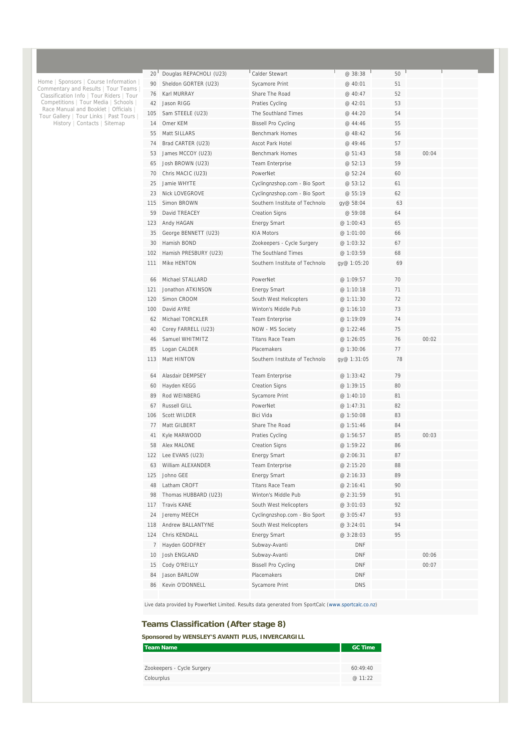Home | Sponsors | Course Information | Commentary and Results | Tour Teams | Classification Info | Tour Riders | Tour Competitions | Tour Media | Schools | Race Manual and Booklet | Officials | Tour Gallery | Tour Links | Past Tours | History | Contacts | Sitemap

| | | | | | | |
|---|---|---|---|---|---|---|
| 20 | Douglas REPACHOLI (U23) | Calder Stewart | @ 38:38 | 50 | | |
| 90 | Sheldon GORTER (U23) | Sycamore Print | @ 40:01 | 51 | | |
| 76 | Karl MURRAY | Share The Road | @ 40:47 | 52 | | |
| 42 | Jason RIGG | Praties Cycling | @ 42:01 | 53 | | |
| 105 | Sam STEELE (U23) | The Southland Times | @ 44:20 | 54 | | |
| 14 | Omer KEM | Bissell Pro Cycling | @ 44:46 | 55 | | |
| 55 | Matt SILLARS | Benchmark Homes | @ 48:42 | 56 | | |
| 74 | Brad CARTER (U23) | Ascot Park Hotel | @ 49:46 | 57 | | |
| 53 | James MCCOY (U23) | Benchmark Homes | @ 51:43 | 58 | 00:04 | |
| 65 | Josh BROWN (U23) | Team Enterprise | @ 52:13 | 59 | | |
| 70 | Chris MACIC (U23) | PowerNet | @ 52:24 | 60 | | |
| 25 | Jamie WHYTE | Cyclingnzshop.com - Bio Sport | @ 53:12 | 61 | | |
| 23 | Nick LOVEGROVE | Cyclingnzshop.com - Bio Sport | @ 55:19 | 62 | | |
| 115 | Simon BROWN | Southern Institute of Technolo | gy@ 58:04 | 63 | | |
| 59 | David TREACEY | Creation Signs | @ 59:08 | 64 | | |
| 123 | Andy HAGAN | Energy Smart | @ 1:00:43 | 65 | | |
| 35 | George BENNETT (U23) | KIA Motors | @ 1:01:00 | 66 | | |
| 30 | Hamish BOND | Zookeepers - Cycle Surgery | @ 1:03:32 | 67 | | |
| 102 | Hamish PRESBURY (U23) | The Southland Times | @ 1:03:59 | 68 | | |
| 111 | Mike HENTON | Southern Institute of Technolo | gy@ 1:05:20 | 69 | | |
| 66 | Michael STALLARD | PowerNet | @ 1:09:57 | 70 | | |
| 121 | Jonathon ATKINSON | Energy Smart | @ 1:10:18 | 71 | | |
| 120 | Simon CROOM | South West Helicopters | @ 1:11:30 | 72 | | |
| 100 | David AYRE | Winton's Middle Pub | @ 1:16:10 | 73 | | |
| 62 | Michael TORCKLER | Team Enterprise | @ 1:19:09 | 74 | | |
| 40 | Corey FARRELL (U23) | NOW - MS Society | @ 1:22:46 | 75 | | |
| 46 | Samuel WHITMITZ | Titans Race Team | @ 1:26:05 | 76 | 00:02 | |
| 85 | Logan CALDER | Placemakers | @ 1:30:06 | 77 | | |
| 113 | Matt HINTON | Southern Institute of Technolo | gy@ 1:31:05 | 78 | | |
| 64 | Alasdair DEMPSEY | Team Enterprise | @ 1:33:42 | 79 | | |
| 60 | Hayden KEGG | Creation Signs | @ 1:39:15 | 80 | | |
| 89 | Rod WEINBERG | Sycamore Print | @ 1:40:10 | 81 | | |
| 67 | Russell GILL | PowerNet | @ 1:47:31 | 82 | | |
| 106 | Scott WILDER | Bici Vida | @ 1:50:08 | 83 | | |
| 77 | Matt GILBERT | Share The Road | @ 1:51:46 | 84 | | |
| 41 | Kyle MARWOOD | Praties Cycling | @ 1:56:57 | 85 | 00:03 | |
| 58 | Alex MALONE | Creation Signs | @ 1:59:22 | 86 | | |
| 122 | Lee EVANS (U23) | Energy Smart | @ 2:06:31 | 87 | | |
| 63 | William ALEXANDER | Team Enterprise | @ 2:15:20 | 88 | | |
| 125 | Johno GEE | Energy Smart | @ 2:16:33 | 89 | | |
| 48 | Latham CROFT | Titans Race Team | @ 2:16:41 | 90 | | |
| 98 | Thomas HUBBARD (U23) | Winton's Middle Pub | @ 2:31:59 | 91 | | |
| 117 | Travis KANE | South West Helicopters | @ 3:01:03 | 92 | | |
| 24 | Jeremy MEECH | Cyclingnzshop.com - Bio Sport | @ 3:05:47 | 93 | | |
| 118 | Andrew BALLANTYNE | South West Helicopters | @ 3:24:01 | 94 | | |
| 124 | Chris KENDALL | Energy Smart | @ 3:28:03 | 95 | | |
| 7 | Hayden GODFREY | Subway-Avanti | DNF | | | |
| 10 | Josh ENGLAND | Subway-Avanti | DNF | | 00:06 | |
| 15 | Cody O'REILLY | Bissell Pro Cycling | DNF | | 00:07 | |
| 84 | Jason BARLOW | Placemakers | DNF | | | |
| 86 | Kevin O'DONNELL | Sycamore Print | DNS | | | |

Live data provided by PowerNet Limited. Results data generated from SportCalc (www.sportcalc.co.nz)

## Teams Classification (After stage 8)

**Sponsored by WENSLEY'S AVANTI PLUS, INVERCARGILL**

| Team Name | GC Time |
|---|---|
| Zookeepers - Cycle Surgery | 60:49:40 |
| Colourplus | @ 11:22 |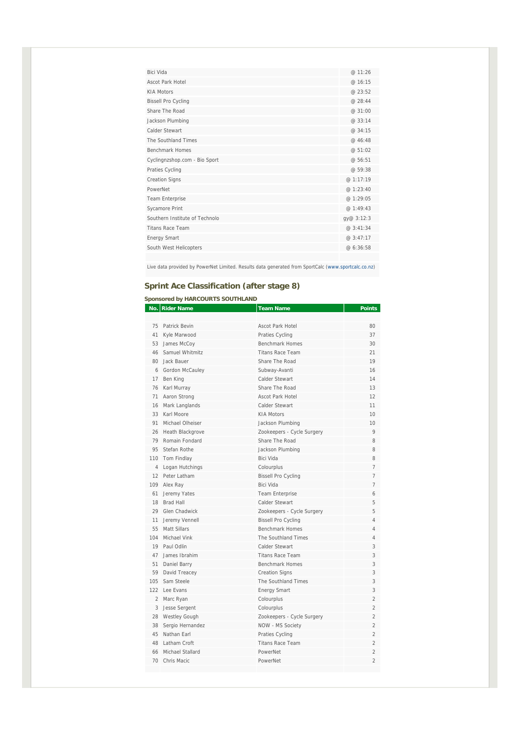| | |
|---|---|
| Bici Vida | @ 11:26 |
| Ascot Park Hotel | @ 16:15 |
| KIA Motors | @ 23:52 |
| Bissell Pro Cycling | @ 28:44 |
| Share The Road | @ 31:00 |
| Jackson Plumbing | @ 33:14 |
| Calder Stewart | @ 34:15 |
| The Southland Times | @ 46:48 |
| Benchmark Homes | @ 51:02 |
| Cyclingnzshop.com - Bio Sport | @ 56:51 |
| Praties Cycling | @ 59:38 |
| Creation Signs | @ 1:17:19 |
| PowerNet | @ 1:23:40 |
| Team Enterprise | @ 1:29:05 |
| Sycamore Print | @ 1:49:43 |
| Southern Institute of Technolo | gy@ 3:12:3 |
| Titans Race Team | @ 3:41:34 |
| Energy Smart | @ 3:47:17 |
| South West Helicopters | @ 6:36:58 |

Live data provided by PowerNet Limited. Results data generated from SportCalc (www.sportcalc.co.nz)

## Sprint Ace Classification (after stage 8)

**Sponsored by HARCOURTS SOUTHLAND**

| No. | Rider Name | Team Name | Points |
|---|---|---|---|
| 75 | Patrick Bevin | Ascot Park Hotel | 80 |
| 41 | Kyle Marwood | Praties Cycling | 37 |
| 53 | James McCoy | Benchmark Homes | 30 |
| 46 | Samuel Whitmitz | Titans Race Team | 21 |
| 80 | Jack Bauer | Share The Road | 19 |
| 6 | Gordon McCauley | Subway-Avanti | 16 |
| 17 | Ben King | Calder Stewart | 14 |
| 76 | Karl Murray | Share The Road | 13 |
| 71 | Aaron Strong | Ascot Park Hotel | 12 |
| 16 | Mark Langlands | Calder Stewart | 11 |
| 33 | Karl Moore | KIA Motors | 10 |
| 91 | Michael Olheiser | Jackson Plumbing | 10 |
| 26 | Heath Blackgrove | Zookeepers - Cycle Surgery | 9 |
| 79 | Romain Fondard | Share The Road | 8 |
| 95 | Stefan Rothe | Jackson Plumbing | 8 |
| 110 | Tom Findlay | Bici Vida | 8 |
| 4 | Logan Hutchings | Colourplus | 7 |
| 12 | Peter Latham | Bissell Pro Cycling | 7 |
| 109 | Alex Ray | Bici Vida | 7 |
| 61 | Jeremy Yates | Team Enterprise | 6 |
| 18 | Brad Hall | Calder Stewart | 5 |
| 29 | Glen Chadwick | Zookeepers - Cycle Surgery | 5 |
| 11 | Jeremy Vennell | Bissell Pro Cycling | 4 |
| 55 | Matt Sillars | Benchmark Homes | 4 |
| 104 | Michael Vink | The Southland Times | 4 |
| 19 | Paul Odlin | Calder Stewart | 3 |
| 47 | James Ibrahim | Titans Race Team | 3 |
| 51 | Daniel Barry | Benchmark Homes | 3 |
| 59 | David Treacey | Creation Signs | 3 |
| 105 | Sam Steele | The Southland Times | 3 |
| 122 | Lee Evans | Energy Smart | 3 |
| 2 | Marc Ryan | Colourplus | 2 |
| 3 | Jesse Sergent | Colourplus | 2 |
| 28 | Westley Gough | Zookeepers - Cycle Surgery | 2 |
| 38 | Sergio Hernandez | NOW - MS Society | 2 |
| 45 | Nathan Earl | Praties Cycling | 2 |
| 48 | Latham Croft | Titans Race Team | 2 |
| 66 | Michael Stallard | PowerNet | 2 |
| 70 | Chris Macic | PowerNet | 2 |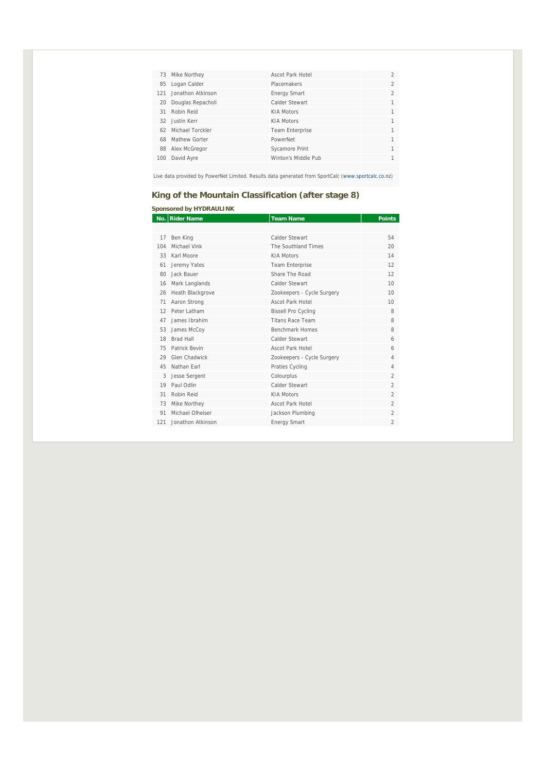| | | | |
|---|---|---|---|
| 73 | Mike Northey | Ascot Park Hotel | 2 |
| 85 | Logan Calder | Placemakers | 2 |
| 121 | Jonathon Atkinson | Energy Smart | 2 |
| 20 | Douglas Repacholi | Calder Stewart | 1 |
| 31 | Robin Reid | KIA Motors | 1 |
| 32 | Justin Kerr | KIA Motors | 1 |
| 62 | Michael Torckler | Team Enterprise | 1 |
| 68 | Mathew Gorter | PowerNet | 1 |
| 88 | Alex McGregor | Sycamore Print | 1 |
| 100 | David Ayre | Winton's Middle Pub | 1 |

Live data provided by PowerNet Limited. Results data generated from SportCalc (www.sportcalc.co.nz)

## King of the Mountain Classification (after stage 8)

**Sponsored by HYDRAULINK**

| No. | Rider Name | Team Name | Points |
|---|---|---|---|
| 17 | Ben King | Calder Stewart | 54 |
| 104 | Michael Vink | The Southland Times | 20 |
| 33 | Karl Moore | KIA Motors | 14 |
| 61 | Jeremy Yates | Team Enterprise | 12 |
| 80 | Jack Bauer | Share The Road | 12 |
| 16 | Mark Langlands | Calder Stewart | 10 |
| 26 | Heath Blackgrove | Zookeepers - Cycle Surgery | 10 |
| 71 | Aaron Strong | Ascot Park Hotel | 10 |
| 12 | Peter Latham | Bissell Pro Cycling | 8 |
| 47 | James Ibrahim | Titans Race Team | 8 |
| 53 | James McCoy | Benchmark Homes | 8 |
| 18 | Brad Hall | Calder Stewart | 6 |
| 75 | Patrick Bevin | Ascot Park Hotel | 6 |
| 29 | Glen Chadwick | Zookeepers - Cycle Surgery | 4 |
| 45 | Nathan Earl | Praties Cycling | 4 |
| 3 | Jesse Sergent | Colourplus | 2 |
| 19 | Paul Odlin | Calder Stewart | 2 |
| 31 | Robin Reid | KIA Motors | 2 |
| 73 | Mike Northey | Ascot Park Hotel | 2 |
| 91 | Michael Olheiser | Jackson Plumbing | 2 |
| 121 | Jonathon Atkinson | Energy Smart | 2 |